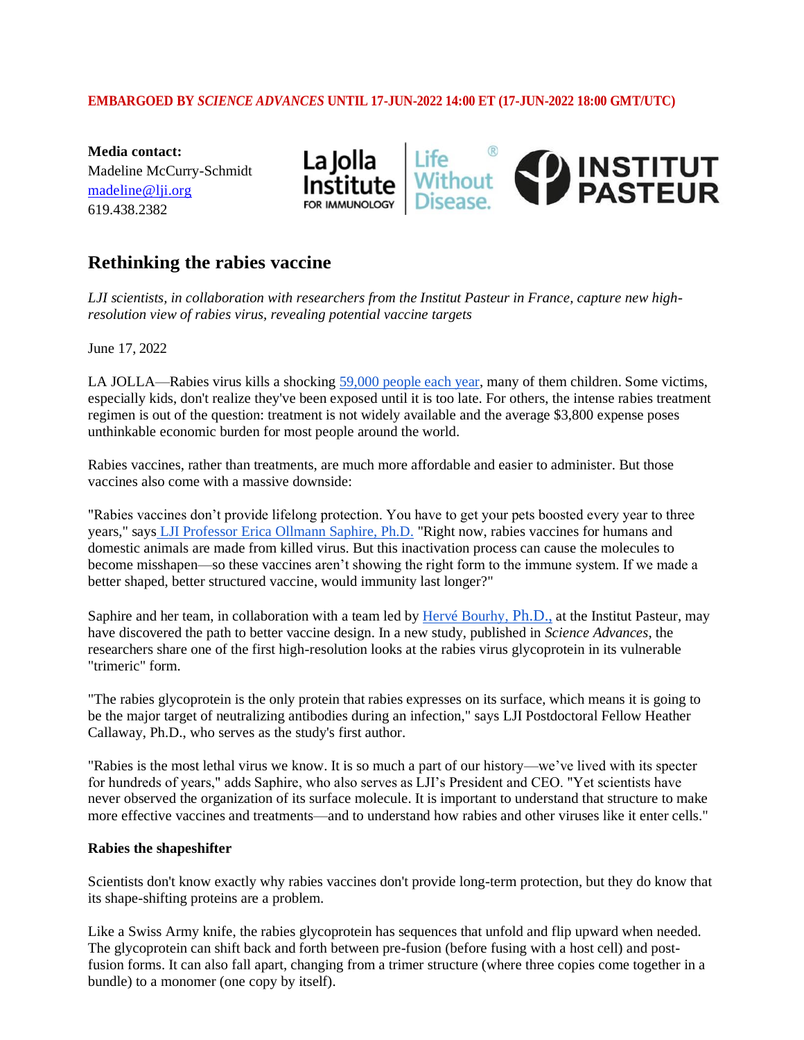**EMBARGOED BY *SCIENCE ADVANCES* UNTIL 17-JUN-2022 14:00 ET (17-JUN-2022 18:00 GMT/UTC)**

**Media contact:**
Madeline McCurry-Schmidt
madeline@lji.org
619.438.2382

# Rethinking the rabies vaccine

*LJI scientists, in collaboration with researchers from the Institut Pasteur in France, capture new high-resolution view of rabies virus, revealing potential vaccine targets*

June 17, 2022

LA JOLLA—Rabies virus kills a shocking 59,000 people each year, many of them children. Some victims, especially kids, don't realize they've been exposed until it is too late. For others, the intense rabies treatment regimen is out of the question: treatment is not widely available and the average $3,800 expense poses unthinkable economic burden for most people around the world.

Rabies vaccines, rather than treatments, are much more affordable and easier to administer. But those vaccines also come with a massive downside:

"Rabies vaccines don't provide lifelong protection. You have to get your pets boosted every year to three years," says LJI Professor Erica Ollmann Saphire, Ph.D. "Right now, rabies vaccines for humans and domestic animals are made from killed virus. But this inactivation process can cause the molecules to become misshapen—so these vaccines aren't showing the right form to the immune system. If we made a better shaped, better structured vaccine, would immunity last longer?"

Saphire and her team, in collaboration with a team led by Hervé Bourhy, Ph.D., at the Institut Pasteur, may have discovered the path to better vaccine design. In a new study, published in *Science Advances*, the researchers share one of the first high-resolution looks at the rabies virus glycoprotein in its vulnerable "trimeric" form.

"The rabies glycoprotein is the only protein that rabies expresses on its surface, which means it is going to be the major target of neutralizing antibodies during an infection," says LJI Postdoctoral Fellow Heather Callaway, Ph.D., who serves as the study's first author.

"Rabies is the most lethal virus we know. It is so much a part of our history—we've lived with its specter for hundreds of years," adds Saphire, who also serves as LJI's President and CEO. "Yet scientists have never observed the organization of its surface molecule. It is important to understand that structure to make more effective vaccines and treatments—and to understand how rabies and other viruses like it enter cells."

**Rabies the shapeshifter**

Scientists don't know exactly why rabies vaccines don't provide long-term protection, but they do know that its shape-shifting proteins are a problem.

Like a Swiss Army knife, the rabies glycoprotein has sequences that unfold and flip upward when needed. The glycoprotein can shift back and forth between pre-fusion (before fusing with a host cell) and post-fusion forms. It can also fall apart, changing from a trimer structure (where three copies come together in a bundle) to a monomer (one copy by itself).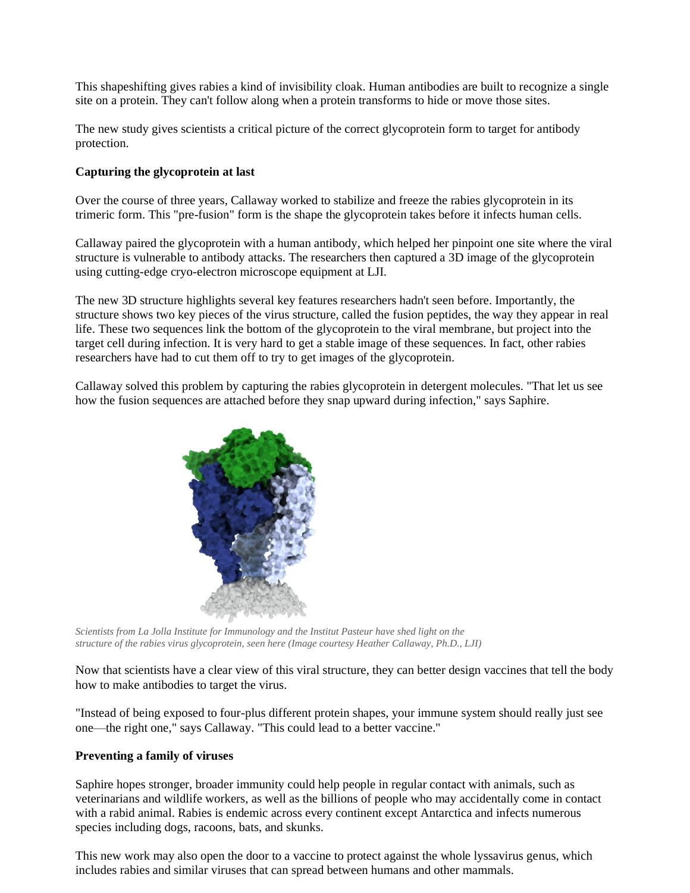This shapeshifting gives rabies a kind of invisibility cloak. Human antibodies are built to recognize a single site on a protein. They can't follow along when a protein transforms to hide or move those sites.

The new study gives scientists a critical picture of the correct glycoprotein form to target for antibody protection.

**Capturing the glycoprotein at last**

Over the course of three years, Callaway worked to stabilize and freeze the rabies glycoprotein in its trimeric form. This "pre-fusion" form is the shape the glycoprotein takes before it infects human cells.

Callaway paired the glycoprotein with a human antibody, which helped her pinpoint one site where the viral structure is vulnerable to antibody attacks. The researchers then captured a 3D image of the glycoprotein using cutting-edge cryo-electron microscope equipment at LJI.

The new 3D structure highlights several key features researchers hadn't seen before. Importantly, the structure shows two key pieces of the virus structure, called the fusion peptides, the way they appear in real life. These two sequences link the bottom of the glycoprotein to the viral membrane, but project into the target cell during infection. It is very hard to get a stable image of these sequences. In fact, other rabies researchers have had to cut them off to try to get images of the glycoprotein.

Callaway solved this problem by capturing the rabies glycoprotein in detergent molecules. "That let us see how the fusion sequences are attached before they snap upward during infection," says Saphire.

*Scientists from La Jolla Institute for Immunology and the Institut Pasteur have shed light on the structure of the rabies virus glycoprotein, seen here (Image courtesy Heather Callaway, Ph.D., LJI)*

Now that scientists have a clear view of this viral structure, they can better design vaccines that tell the body how to make antibodies to target the virus.

"Instead of being exposed to four-plus different protein shapes, your immune system should really just see one—the right one," says Callaway. "This could lead to a better vaccine."

**Preventing a family of viruses**

Saphire hopes stronger, broader immunity could help people in regular contact with animals, such as veterinarians and wildlife workers, as well as the billions of people who may accidentally come in contact with a rabid animal. Rabies is endemic across every continent except Antarctica and infects numerous species including dogs, racoons, bats, and skunks.

This new work may also open the door to a vaccine to protect against the whole lyssavirus genus, which includes rabies and similar viruses that can spread between humans and other mammals.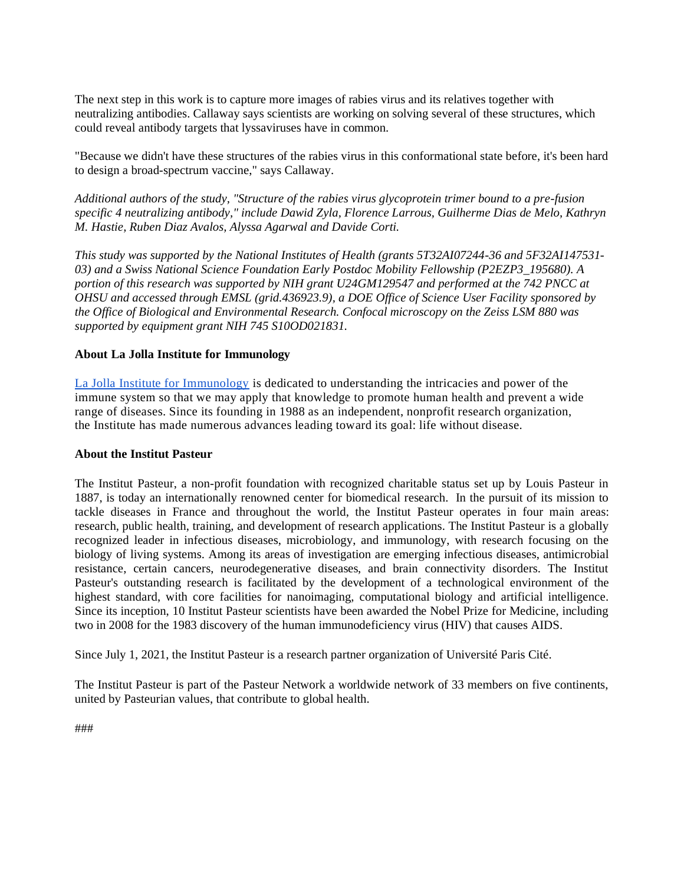The next step in this work is to capture more images of rabies virus and its relatives together with neutralizing antibodies. Callaway says scientists are working on solving several of these structures, which could reveal antibody targets that lyssaviruses have in common.

"Because we didn't have these structures of the rabies virus in this conformational state before, it's been hard to design a broad-spectrum vaccine," says Callaway.

*Additional authors of the study, "Structure of the rabies virus glycoprotein trimer bound to a pre-fusion specific 4 neutralizing antibody," include Dawid Zyla, Florence Larrous, Guilherme Dias de Melo, Kathryn M. Hastie, Ruben Diaz Avalos, Alyssa Agarwal and Davide Corti.*

*This study was supported by the National Institutes of Health (grants 5T32AI07244-36 and 5F32AI147531-03) and a Swiss National Science Foundation Early Postdoc Mobility Fellowship (P2EZP3_195680). A portion of this research was supported by NIH grant U24GM129547 and performed at the 742 PNCC at OHSU and accessed through EMSL (grid.436923.9), a DOE Office of Science User Facility sponsored by the Office of Biological and Environmental Research. Confocal microscopy on the Zeiss LSM 880 was supported by equipment grant NIH 745 S10OD021831.*

**About La Jolla Institute for Immunology**

La Jolla Institute for Immunology is dedicated to understanding the intricacies and power of the immune system so that we may apply that knowledge to promote human health and prevent a wide range of diseases. Since its founding in 1988 as an independent, nonprofit research organization, the Institute has made numerous advances leading toward its goal: life without disease.

**About the Institut Pasteur**

The Institut Pasteur, a non-profit foundation with recognized charitable status set up by Louis Pasteur in 1887, is today an internationally renowned center for biomedical research. In the pursuit of its mission to tackle diseases in France and throughout the world, the Institut Pasteur operates in four main areas: research, public health, training, and development of research applications. The Institut Pasteur is a globally recognized leader in infectious diseases, microbiology, and immunology, with research focusing on the biology of living systems. Among its areas of investigation are emerging infectious diseases, antimicrobial resistance, certain cancers, neurodegenerative diseases, and brain connectivity disorders. The Institut Pasteur's outstanding research is facilitated by the development of a technological environment of the highest standard, with core facilities for nanoimaging, computational biology and artificial intelligence. Since its inception, 10 Institut Pasteur scientists have been awarded the Nobel Prize for Medicine, including two in 2008 for the 1983 discovery of the human immunodeficiency virus (HIV) that causes AIDS.

Since July 1, 2021, the Institut Pasteur is a research partner organization of Université Paris Cité.

The Institut Pasteur is part of the Pasteur Network a worldwide network of 33 members on five continents, united by Pasteurian values, that contribute to global health.

###